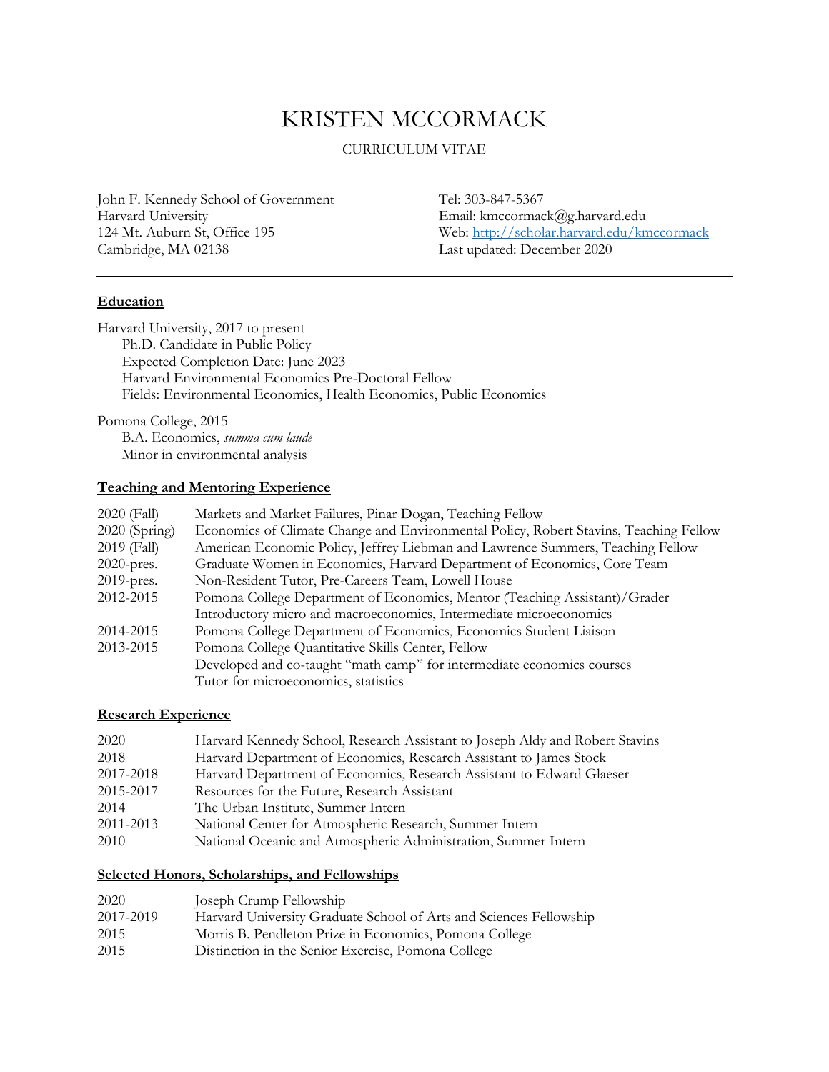# KRISTEN MCCORMACK

CURRICULUM VITAE

John F. Kennedy School of Government
Harvard University
124 Mt. Auburn St, Office 195
Cambridge, MA 02138

Tel: 303-847-5367
Email: kmccormack@g.harvard.edu
Web: [http://scholar.harvard.edu/kmccormack](http://scholar.harvard.edu/kmccormack)
Last updated: December 2020

---

## Education

Harvard University, 2017 to present
- Ph.D. Candidate in Public Policy
- Expected Completion Date: June 2023
- Harvard Environmental Economics Pre-Doctoral Fellow
- Fields: Environmental Economics, Health Economics, Public Economics

Pomona College, 2015
- B.A. Economics, *summa cum laude*
- Minor in environmental analysis

## Teaching and Mentoring Experience

| | |
|---|---|
| 2020 (Fall) | Markets and Market Failures, Pinar Dogan, Teaching Fellow |
| 2020 (Spring) | Economics of Climate Change and Environmental Policy, Robert Stavins, Teaching Fellow |
| 2019 (Fall) | American Economic Policy, Jeffrey Liebman and Lawrence Summers, Teaching Fellow |
| 2020-pres. | Graduate Women in Economics, Harvard Department of Economics, Core Team |
| 2019-pres. | Non-Resident Tutor, Pre-Careers Team, Lowell House |
| 2012-2015 | Pomona College Department of Economics, Mentor (Teaching Assistant)/Grader<br>Introductory micro and macroeconomics, Intermediate microeconomics |
| 2014-2015 | Pomona College Department of Economics, Economics Student Liaison |
| 2013-2015 | Pomona College Quantitative Skills Center, Fellow<br>Developed and co-taught "math camp" for intermediate economics courses<br>Tutor for microeconomics, statistics |

## Research Experience

| | |
|---|---|
| 2020 | Harvard Kennedy School, Research Assistant to Joseph Aldy and Robert Stavins |
| 2018 | Harvard Department of Economics, Research Assistant to James Stock |
| 2017-2018 | Harvard Department of Economics, Research Assistant to Edward Glaeser |
| 2015-2017 | Resources for the Future, Research Assistant |
| 2014 | The Urban Institute, Summer Intern |
| 2011-2013 | National Center for Atmospheric Research, Summer Intern |
| 2010 | National Oceanic and Atmospheric Administration, Summer Intern |

## Selected Honors, Scholarships, and Fellowships

| | |
|---|---|
| 2020 | Joseph Crump Fellowship |
| 2017-2019 | Harvard University Graduate School of Arts and Sciences Fellowship |
| 2015 | Morris B. Pendleton Prize in Economics, Pomona College |
| 2015 | Distinction in the Senior Exercise, Pomona College |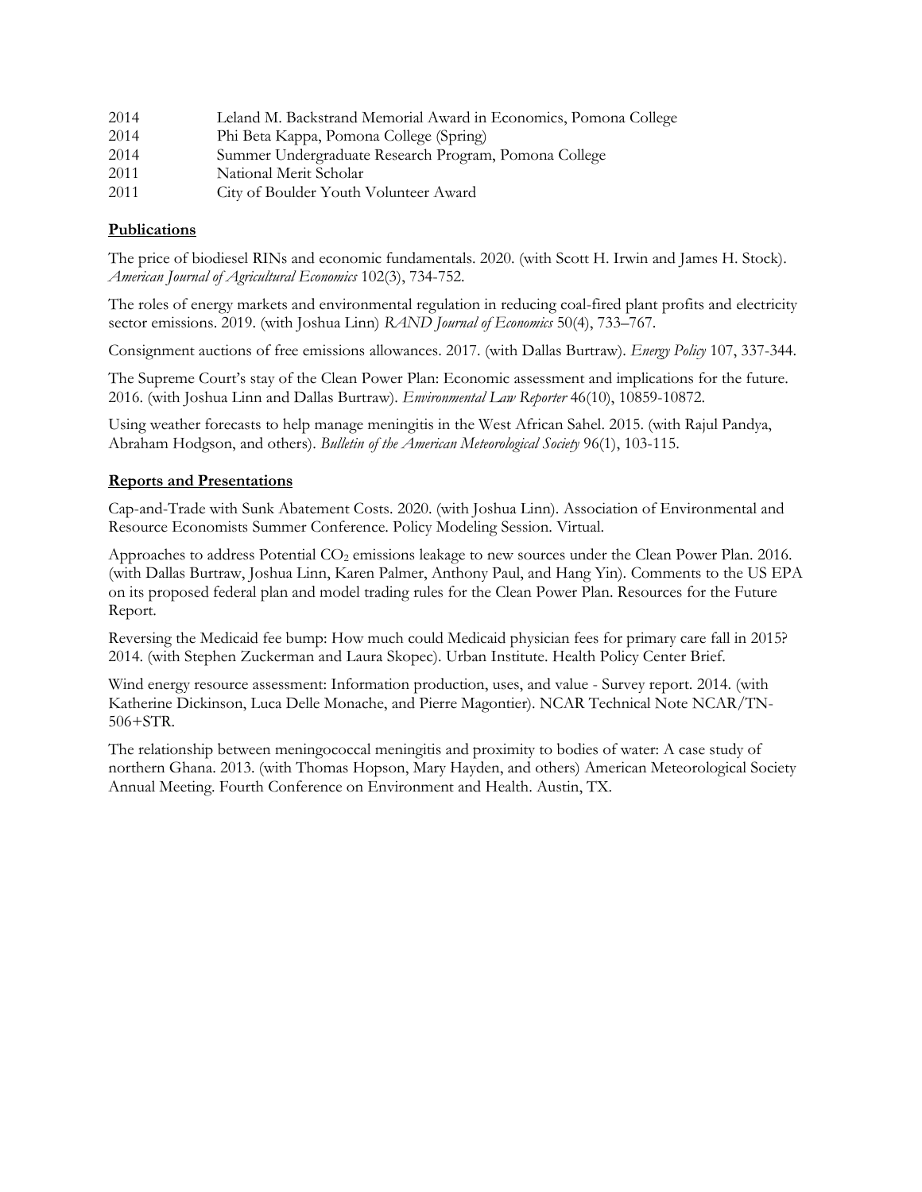| | |
|---|---|
| 2014 | Leland M. Backstrand Memorial Award in Economics, Pomona College |
| 2014 | Phi Beta Kappa, Pomona College (Spring) |
| 2014 | Summer Undergraduate Research Program, Pomona College |
| 2011 | National Merit Scholar |
| 2011 | City of Boulder Youth Volunteer Award |

**Publications**

The price of biodiesel RINs and economic fundamentals. 2020. (with Scott H. Irwin and James H. Stock). *American Journal of Agricultural Economics* 102(3), 734-752.

The roles of energy markets and environmental regulation in reducing coal-fired plant profits and electricity sector emissions. 2019. (with Joshua Linn) *RAND Journal of Economics* 50(4), 733–767.

Consignment auctions of free emissions allowances. 2017. (with Dallas Burtraw). *Energy Policy* 107, 337-344.

The Supreme Court's stay of the Clean Power Plan: Economic assessment and implications for the future. 2016. (with Joshua Linn and Dallas Burtraw). *Environmental Law Reporter* 46(10), 10859-10872.

Using weather forecasts to help manage meningitis in the West African Sahel. 2015. (with Rajul Pandya, Abraham Hodgson, and others). *Bulletin of the American Meteorological Society* 96(1), 103-115.

**Reports and Presentations**

Cap-and-Trade with Sunk Abatement Costs. 2020. (with Joshua Linn). Association of Environmental and Resource Economists Summer Conference. Policy Modeling Session. Virtual.

Approaches to address Potential $CO_2$ emissions leakage to new sources under the Clean Power Plan. 2016. (with Dallas Burtraw, Joshua Linn, Karen Palmer, Anthony Paul, and Hang Yin). Comments to the US EPA on its proposed federal plan and model trading rules for the Clean Power Plan. Resources for the Future Report.

Reversing the Medicaid fee bump: How much could Medicaid physician fees for primary care fall in 2015? 2014. (with Stephen Zuckerman and Laura Skopec). Urban Institute. Health Policy Center Brief.

Wind energy resource assessment: Information production, uses, and value - Survey report. 2014. (with Katherine Dickinson, Luca Delle Monache, and Pierre Magontier). NCAR Technical Note NCAR/TN-506+STR.

The relationship between meningococcal meningitis and proximity to bodies of water: A case study of northern Ghana. 2013. (with Thomas Hopson, Mary Hayden, and others) American Meteorological Society Annual Meeting. Fourth Conference on Environment and Health. Austin, TX.